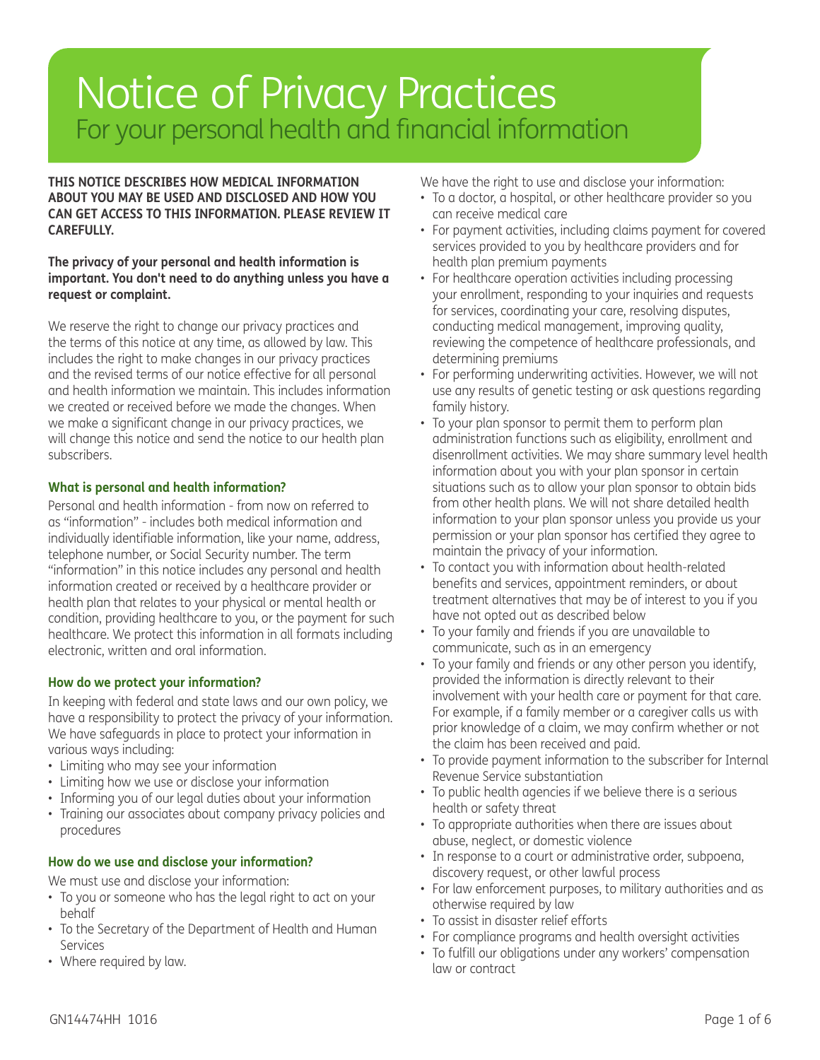# Notice of Privacy Practices

## For your personal health and financial information

**THIS NOTICE DESCRIBES HOW MEDICAL INFORMATION ABOUT YOU MAY BE USED AND DISCLOSED AND HOW YOU CAN GET ACCESS TO THIS INFORMATION. PLEASE REVIEW IT CAREFULLY.**

**The privacy of your personal and health information is important. You don't need to do anything unless you have a request or complaint.**

We reserve the right to change our privacy practices and the terms of this notice at any time, as allowed by law. This includes the right to make changes in our privacy practices and the revised terms of our notice effective for all personal and health information we maintain. This includes information we created or received before we made the changes. When we make a significant change in our privacy practices, we will change this notice and send the notice to our health plan subscribers.

### What is personal and health information?

Personal and health information - from now on referred to as "information" - includes both medical information and individually identifiable information, like your name, address, telephone number, or Social Security number. The term "information" in this notice includes any personal and health information created or received by a healthcare provider or health plan that relates to your physical or mental health or condition, providing healthcare to you, or the payment for such healthcare. We protect this information in all formats including electronic, written and oral information.

### How do we protect your information?

In keeping with federal and state laws and our own policy, we have a responsibility to protect the privacy of your information. We have safeguards in place to protect your information in various ways including:

- Limiting who may see your information
- Limiting how we use or disclose your information
- Informing you of our legal duties about your information
- Training our associates about company privacy policies and procedures

### How do we use and disclose your information?

We must use and disclose your information:

- To you or someone who has the legal right to act on your behalf
- To the Secretary of the Department of Health and Human Services
- Where required by law.

We have the right to use and disclose your information:

- To a doctor, a hospital, or other healthcare provider so you can receive medical care
- For payment activities, including claims payment for covered services provided to you by healthcare providers and for health plan premium payments
- For healthcare operation activities including processing your enrollment, responding to your inquiries and requests for services, coordinating your care, resolving disputes, conducting medical management, improving quality, reviewing the competence of healthcare professionals, and determining premiums
- For performing underwriting activities. However, we will not use any results of genetic testing or ask questions regarding family history.
- To your plan sponsor to permit them to perform plan administration functions such as eligibility, enrollment and disenrollment activities. We may share summary level health information about you with your plan sponsor in certain situations such as to allow your plan sponsor to obtain bids from other health plans. We will not share detailed health information to your plan sponsor unless you provide us your permission or your plan sponsor has certified they agree to maintain the privacy of your information.
- To contact you with information about health-related benefits and services, appointment reminders, or about treatment alternatives that may be of interest to you if you have not opted out as described below
- To your family and friends if you are unavailable to communicate, such as in an emergency
- To your family and friends or any other person you identify, provided the information is directly relevant to their involvement with your health care or payment for that care. For example, if a family member or a caregiver calls us with prior knowledge of a claim, we may confirm whether or not the claim has been received and paid.
- To provide payment information to the subscriber for Internal Revenue Service substantiation
- To public health agencies if we believe there is a serious health or safety threat
- To appropriate authorities when there are issues about abuse, neglect, or domestic violence
- In response to a court or administrative order, subpoena, discovery request, or other lawful process
- For law enforcement purposes, to military authorities and as otherwise required by law
- To assist in disaster relief efforts
- For compliance programs and health oversight activities
- To fulfill our obligations under any workers' compensation law or contract

GN14474HH 1016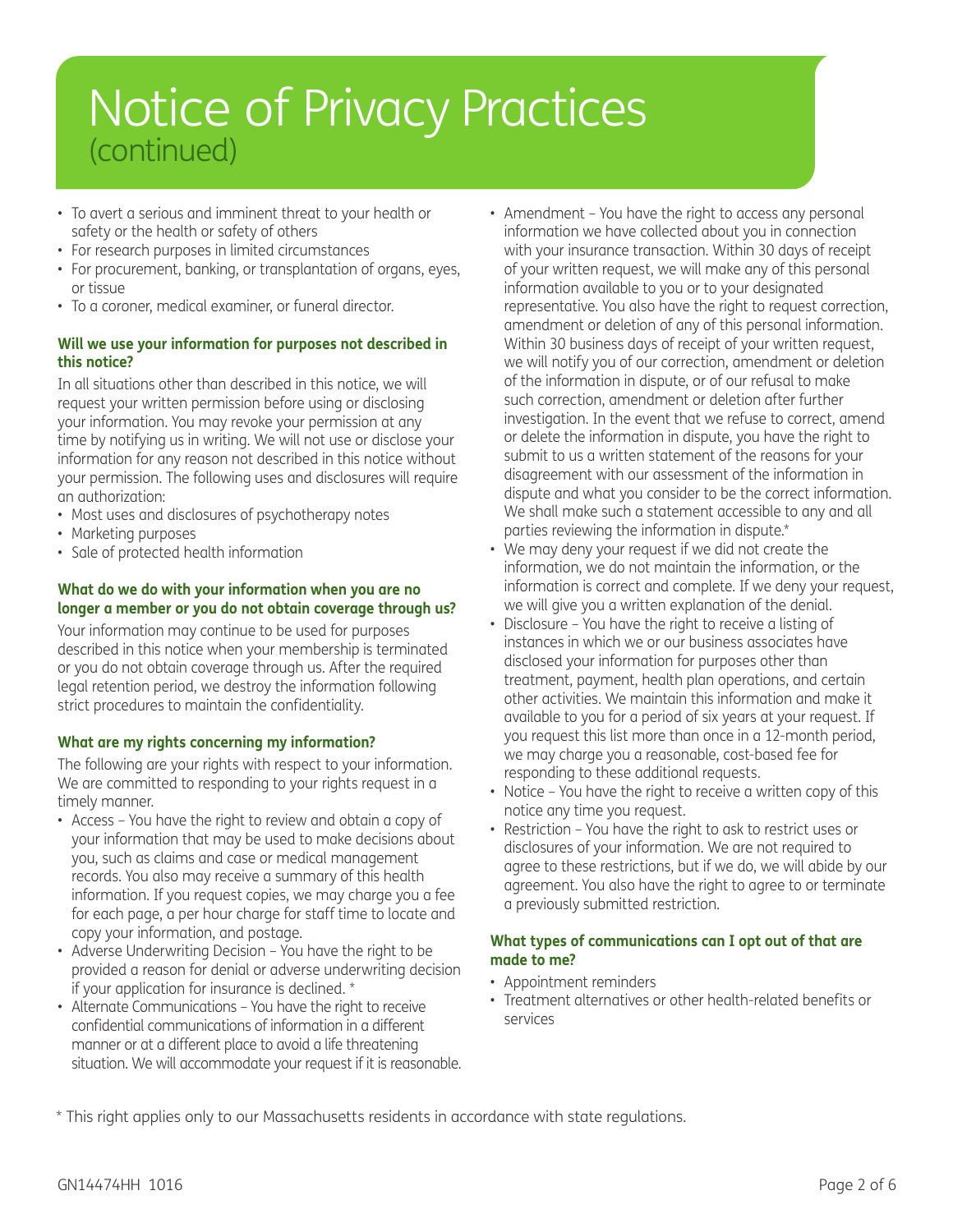# Notice of Privacy Practices (continued)

- To avert a serious and imminent threat to your health or safety or the health or safety of others
- For research purposes in limited circumstances
- For procurement, banking, or transplantation of organs, eyes, or tissue
- To a coroner, medical examiner, or funeral director.

### Will we use your information for purposes not described in this notice?

In all situations other than described in this notice, we will request your written permission before using or disclosing your information. You may revoke your permission at any time by notifying us in writing. We will not use or disclose your information for any reason not described in this notice without your permission. The following uses and disclosures will require an authorization:

- Most uses and disclosures of psychotherapy notes
- Marketing purposes
- Sale of protected health information

### What do we do with your information when you are no longer a member or you do not obtain coverage through us?

Your information may continue to be used for purposes described in this notice when your membership is terminated or you do not obtain coverage through us. After the required legal retention period, we destroy the information following strict procedures to maintain the confidentiality.

### What are my rights concerning my information?

The following are your rights with respect to your information. We are committed to responding to your rights request in a timely manner.

- Access – You have the right to review and obtain a copy of your information that may be used to make decisions about you, such as claims and case or medical management records. You also may receive a summary of this health information. If you request copies, we may charge you a fee for each page, a per hour charge for staff time to locate and copy your information, and postage.
- Adverse Underwriting Decision – You have the right to be provided a reason for denial or adverse underwriting decision if your application for insurance is declined. *
- Alternate Communications – You have the right to receive confidential communications of information in a different manner or at a different place to avoid a life threatening situation. We will accommodate your request if it is reasonable.
- Amendment – You have the right to access any personal information we have collected about you in connection with your insurance transaction. Within 30 days of receipt of your written request, we will make any of this personal information available to you or to your designated representative. You also have the right to request correction, amendment or deletion of any of this personal information. Within 30 business days of receipt of your written request, we will notify you of our correction, amendment or deletion of the information in dispute, or of our refusal to make such correction, amendment or deletion after further investigation. In the event that we refuse to correct, amend or delete the information in dispute, you have the right to submit to us a written statement of the reasons for your disagreement with our assessment of the information in dispute and what you consider to be the correct information. We shall make such a statement accessible to any and all parties reviewing the information in dispute.*
- We may deny your request if we did not create the information, we do not maintain the information, or the information is correct and complete. If we deny your request, we will give you a written explanation of the denial.
- Disclosure – You have the right to receive a listing of instances in which we or our business associates have disclosed your information for purposes other than treatment, payment, health plan operations, and certain other activities. We maintain this information and make it available to you for a period of six years at your request. If you request this list more than once in a 12-month period, we may charge you a reasonable, cost-based fee for responding to these additional requests.
- Notice – You have the right to receive a written copy of this notice any time you request.
- Restriction – You have the right to ask to restrict uses or disclosures of your information. We are not required to agree to these restrictions, but if we do, we will abide by our agreement. You also have the right to agree to or terminate a previously submitted restriction.

### What types of communications can I opt out of that are made to me?

- Appointment reminders
- Treatment alternatives or other health-related benefits or services

* This right applies only to our Massachusetts residents in accordance with state regulations.

GN14474HH 1016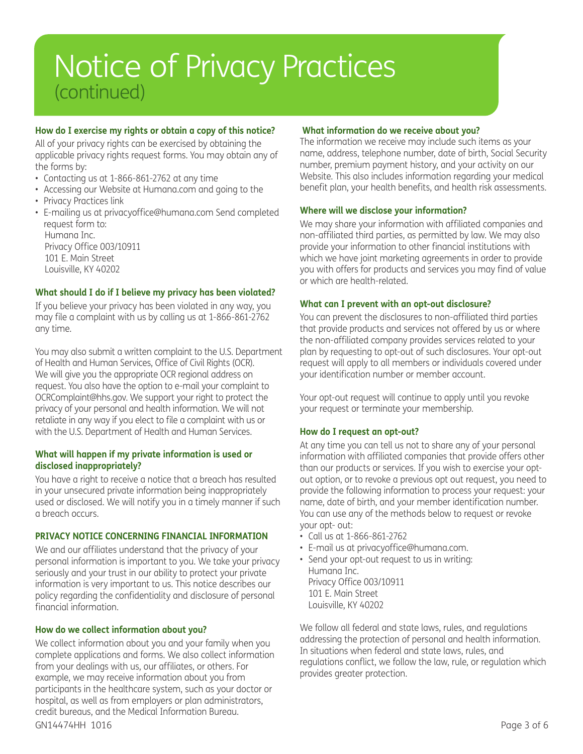# Notice of Privacy Practices (continued)

### How do I exercise my rights or obtain a copy of this notice?

All of your privacy rights can be exercised by obtaining the applicable privacy rights request forms. You may obtain any of the forms by:

- Contacting us at 1-866-861-2762 at any time
- Accessing our Website at Humana.com and going to the
- Privacy Practices link
- E-mailing us at privacyoffice@humana.com Send completed request form to:
  Humana Inc.
  Privacy Office 003/10911
  101 E. Main Street
  Louisville, KY 40202

### What should I do if I believe my privacy has been violated?

If you believe your privacy has been violated in any way, you may file a complaint with us by calling us at 1-866-861-2762 any time.

You may also submit a written complaint to the U.S. Department of Health and Human Services, Office of Civil Rights (OCR). We will give you the appropriate OCR regional address on request. You also have the option to e-mail your complaint to OCRComplaint@hhs.gov. We support your right to protect the privacy of your personal and health information. We will not retaliate in any way if you elect to file a complaint with us or with the U.S. Department of Health and Human Services.

### What will happen if my private information is used or disclosed inappropriately?

You have a right to receive a notice that a breach has resulted in your unsecured private information being inappropriately used or disclosed. We will notify you in a timely manner if such a breach occurs.

### PRIVACY NOTICE CONCERNING FINANCIAL INFORMATION

We and our affiliates understand that the privacy of your personal information is important to you. We take your privacy seriously and your trust in our ability to protect your private information is very important to us. This notice describes our policy regarding the confidentiality and disclosure of personal financial information.

### How do we collect information about you?

We collect information about you and your family when you complete applications and forms. We also collect information from your dealings with us, our affiliates, or others. For example, we may receive information about you from participants in the healthcare system, such as your doctor or hospital, as well as from employers or plan administrators, credit bureaus, and the Medical Information Bureau.

### What information do we receive about you?

The information we receive may include such items as your name, address, telephone number, date of birth, Social Security number, premium payment history, and your activity on our Website. This also includes information regarding your medical benefit plan, your health benefits, and health risk assessments.

### Where will we disclose your information?

We may share your information with affiliated companies and non-affiliated third parties, as permitted by law. We may also provide your information to other financial institutions with which we have joint marketing agreements in order to provide you with offers for products and services you may find of value or which are health-related.

### What can I prevent with an opt-out disclosure?

You can prevent the disclosures to non-affiliated third parties that provide products and services not offered by us or where the non-affiliated company provides services related to your plan by requesting to opt-out of such disclosures. Your opt-out request will apply to all members or individuals covered under your identification number or member account.

Your opt-out request will continue to apply until you revoke your request or terminate your membership.

### How do I request an opt-out?

At any time you can tell us not to share any of your personal information with affiliated companies that provide offers other than our products or services. If you wish to exercise your opt-out option, or to revoke a previous opt out request, you need to provide the following information to process your request: your name, date of birth, and your member identification number. You can use any of the methods below to request or revoke your opt- out:

- Call us at 1-866-861-2762
- E-mail us at privacyoffice@humana.com.
- Send your opt-out request to us in writing:
  Humana Inc.
  Privacy Office 003/10911
  101 E. Main Street
  Louisville, KY 40202

We follow all federal and state laws, rules, and regulations addressing the protection of personal and health information. In situations when federal and state laws, rules, and regulations conflict, we follow the law, rule, or regulation which provides greater protection.

GN14474HH 1016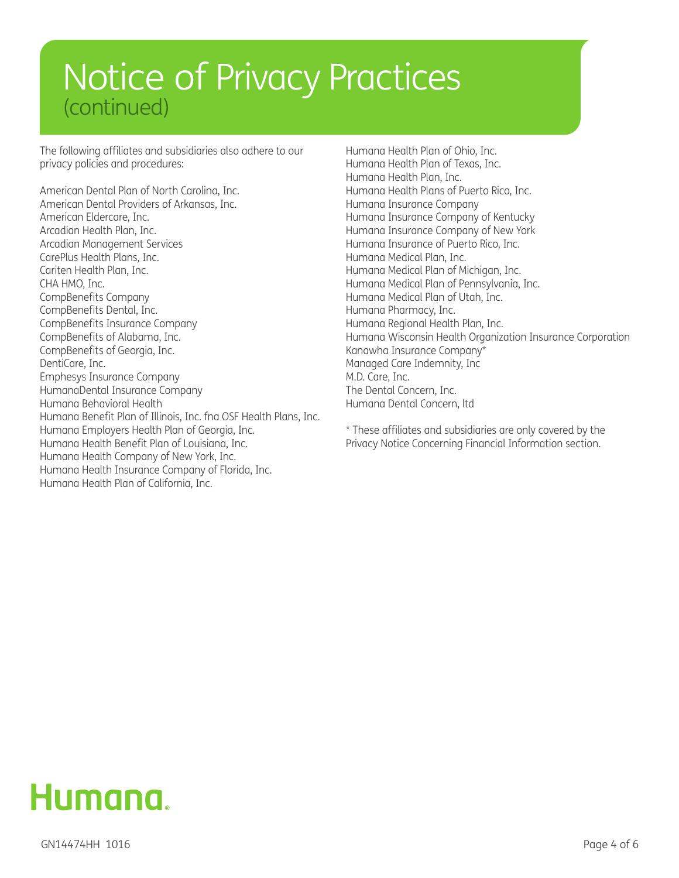# Notice of Privacy Practices
## (continued)

The following affiliates and subsidiaries also adhere to our privacy policies and procedures:

American Dental Plan of North Carolina, Inc.
American Dental Providers of Arkansas, Inc.
American Eldercare, Inc.
Arcadian Health Plan, Inc.
Arcadian Management Services
CarePlus Health Plans, Inc.
Cariten Health Plan, Inc.
CHA HMO, Inc.
CompBenefits Company
CompBenefits Dental, Inc.
CompBenefits Insurance Company
CompBenefits of Alabama, Inc.
CompBenefits of Georgia, Inc.
DentiCare, Inc.
Emphesys Insurance Company
HumanaDental Insurance Company
Humana Behavioral Health
Humana Benefit Plan of Illinois, Inc. fna OSF Health Plans, Inc.
Humana Employers Health Plan of Georgia, Inc.
Humana Health Benefit Plan of Louisiana, Inc.
Humana Health Company of New York, Inc.
Humana Health Insurance Company of Florida, Inc.
Humana Health Plan of California, Inc.
Humana Health Plan of Ohio, Inc.
Humana Health Plan of Texas, Inc.
Humana Health Plan, Inc.
Humana Health Plans of Puerto Rico, Inc.
Humana Insurance Company
Humana Insurance Company of Kentucky
Humana Insurance Company of New York
Humana Insurance of Puerto Rico, Inc.
Humana Medical Plan, Inc.
Humana Medical Plan of Michigan, Inc.
Humana Medical Plan of Pennsylvania, Inc.
Humana Medical Plan of Utah, Inc.
Humana Pharmacy, Inc.
Humana Regional Health Plan, Inc.
Humana Wisconsin Health Organization Insurance Corporation
Kanawha Insurance Company*
Managed Care Indemnity, Inc
M.D. Care, Inc.
The Dental Concern, Inc.
Humana Dental Concern, ltd

* These affiliates and subsidiaries are only covered by the Privacy Notice Concerning Financial Information section.

Humana.

GN14474HH 1016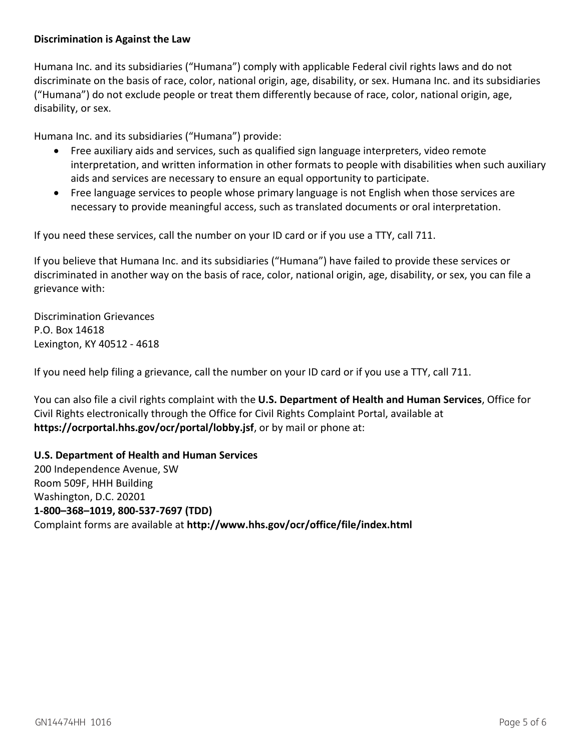**Discrimination is Against the Law**

Humana Inc. and its subsidiaries (“Humana”) comply with applicable Federal civil rights laws and do not discriminate on the basis of race, color, national origin, age, disability, or sex. Humana Inc. and its subsidiaries (“Humana”) do not exclude people or treat them differently because of race, color, national origin, age, disability, or sex.

Humana Inc. and its subsidiaries (“Humana”) provide:

- Free auxiliary aids and services, such as qualified sign language interpreters, video remote interpretation, and written information in other formats to people with disabilities when such auxiliary aids and services are necessary to ensure an equal opportunity to participate.
- Free language services to people whose primary language is not English when those services are necessary to provide meaningful access, such as translated documents or oral interpretation.

If you need these services, call the number on your ID card or if you use a TTY, call 711.

If you believe that Humana Inc. and its subsidiaries (“Humana”) have failed to provide these services or discriminated in another way on the basis of race, color, national origin, age, disability, or sex, you can file a grievance with:

Discrimination Grievances
P.O. Box 14618
Lexington, KY 40512 - 4618

If you need help filing a grievance, call the number on your ID card or if you use a TTY, call 711.

You can also file a civil rights complaint with the **U.S. Department of Health and Human Services**, Office for Civil Rights electronically through the Office for Civil Rights Complaint Portal, available at **https://ocrportal.hhs.gov/ocr/portal/lobby.jsf**, or by mail or phone at:

**U.S. Department of Health and Human Services**
200 Independence Avenue, SW
Room 509F, HHH Building
Washington, D.C. 20201
**1-800–368–1019, 800-537-7697 (TDD)**
Complaint forms are available at **http://www.hhs.gov/ocr/office/file/index.html**

GN14474HH 1016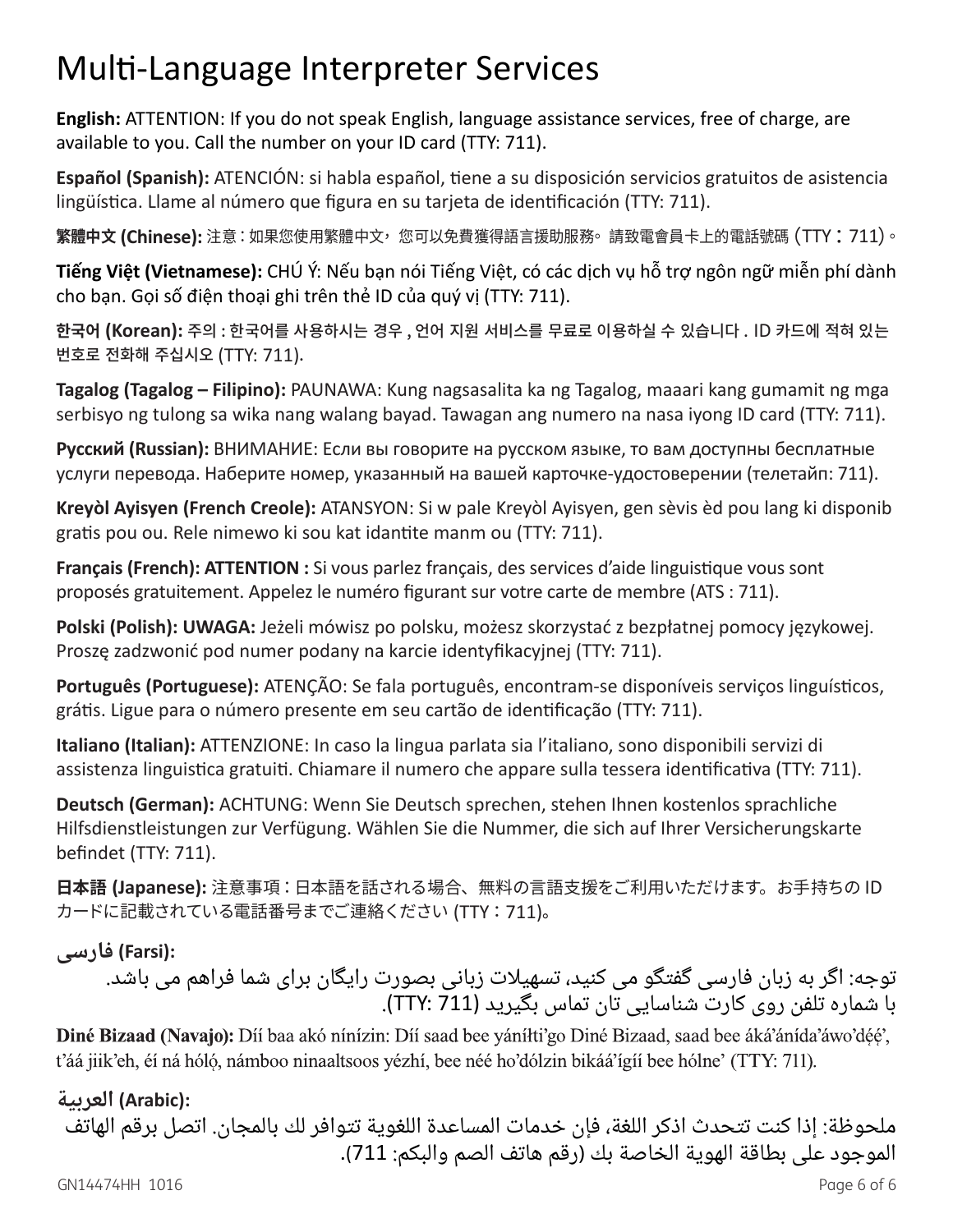# Multi-Language Interpreter Services

**English:** ATTENTION: If you do not speak English, language assistance services, free of charge, are available to you. Call the number on your ID card (TTY: 711).

**Español (Spanish):** ATENCIÓN: si habla español, tiene a su disposición servicios gratuitos de asistencia lingüística. Llame al número que figura en su tarjeta de identificación (TTY: 711).

**繁體中文 (Chinese):** 注意：如果您使用繁體中文，您可以免費獲得語言援助服務。請致電會員卡上的電話號碼 (TTY：711)。

**Tiếng Việt (Vietnamese):** CHÚ Ý: Nếu bạn nói Tiếng Việt, có các dịch vụ hỗ trợ ngôn ngữ miễn phí dành cho bạn. Gọi số điện thoại ghi trên thẻ ID của quý vị (TTY: 711).

**한국어 (Korean):** 주의 : 한국어를 사용하시는 경우 , 언어 지원 서비스를 무료로 이용하실 수 있습니다 . ID 카드에 적혀 있는 번호로 전화해 주십시오 (TTY: 711).

**Tagalog (Tagalog – Filipino):** PAUNAWA: Kung nagsasalita ka ng Tagalog, maaari kang gumamit ng mga serbisyo ng tulong sa wika nang walang bayad. Tawagan ang numero na nasa iyong ID card (TTY: 711).

**Русский (Russian):** ВНИМАНИЕ: Если вы говорите на русском языке, то вам доступны бесплатные услуги перевода. Наберите номер, указанный на вашей карточке-удостоверении (телетайп: 711).

**Kreyòl Ayisyen (French Creole):** ATANSYON: Si w pale Kreyòl Ayisyen, gen sèvis èd pou lang ki disponib gratis pou ou. Rele nimewo ki sou kat idantite manm ou (TTY: 711).

**Français (French): ATTENTION :** Si vous parlez français, des services d'aide linguistique vous sont proposés gratuitement. Appelez le numéro figurant sur votre carte de membre (ATS : 711).

**Polski (Polish): UWAGA:** Jeżeli mówisz po polsku, możesz skorzystać z bezpłatnej pomocy językowej. Proszę zadzwonić pod numer podany na karcie identyfikacyjnej (TTY: 711).

**Português (Portuguese):** ATENÇÃO: Se fala português, encontram-se disponíveis serviços linguísticos, grátis. Ligue para o número presente em seu cartão de identificação (TTY: 711).

**Italiano (Italian):** ATTENZIONE: In caso la lingua parlata sia l'italiano, sono disponibili servizi di assistenza linguistica gratuiti. Chiamare il numero che appare sulla tessera identificativa (TTY: 711).

**Deutsch (German):** ACHTUNG: Wenn Sie Deutsch sprechen, stehen Ihnen kostenlos sprachliche Hilfsdienstleistungen zur Verfügung. Wählen Sie die Nummer, die sich auf Ihrer Versicherungskarte befindet (TTY: 711).

**日本語 (Japanese):** 注意事項：日本語を話される場合、無料の言語支援をご利用いただけます。お手持ちの ID カードに記載されている電話番号までご連絡ください (TTY：711)。

**فارسی (Farsi):**

توجه: اگر به زبان فارسی گفتگو می کنید، تسهیلات زبانی بصورت رایگان برای شما فراهم می باشد. با شماره تلفن روی کارت شناسایی تان تماس بگیرید (TTY: 711).

**Diné Bizaad (Navajo):** Díí baa akó nínízin: Díí saad bee yáníłti'go Diné Bizaad, saad bee áká'ánída'áwo'déé', t'áá jiik'eh, éí ná hóló, námboo ninaaltsoos yézhí, bee néé ho'dólzin bikáá'ígíí bee hólne' (TTY: 711).

**العربية (Arabic):**

ملحوظة: إذا كنت تتحدث اذكر اللغة، فإن خدمات المساعدة اللغوية تتوافر لك بالمجان. اتصل برقم الهاتف الموجود على بطاقة الهوية الخاصة بك (رقم هاتف الصم والبكم: 711).

GN14474HH 1016